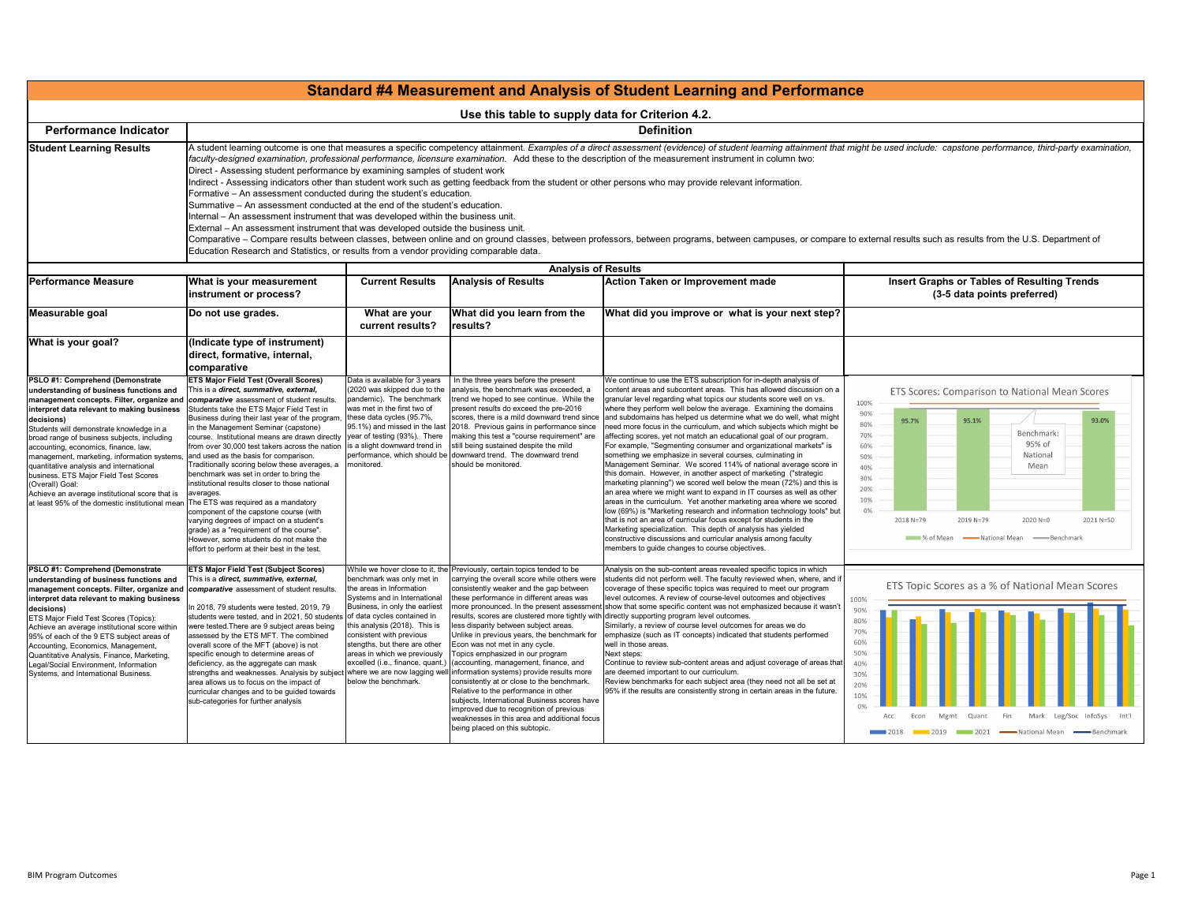# Standard #4 Measurement and Analysis of Student Learning and Performance

**Use this table to supply data for Criterion 4.2.**

| Performance Indicator | Definition |
|---|---|
| **Student Learning Results** | A student learning outcome is one that measures a specific competency attainment. *Examples of a direct assessment (evidence) of student learning attainment that might be used include: capstone performance, third-party examination, faculty-designed examination, professional performance, licensure examination.* Add these to the description of the measurement instrument in column two:<br>Direct - Assessing student performance by examining samples of student work<br>Indirect - Assessing indicators other than student work such as getting feedback from the student or other persons who may provide relevant information.<br>Formative – An assessment conducted during the student's education.<br>Summative – An assessment conducted at the end of the student's education.<br>Internal – An assessment instrument that was developed within the business unit.<br>External – An assessment instrument that was developed outside the business unit.<br>Comparative – Compare results between classes, between online and on ground classes, between professors, between programs, between campuses, or compare to external results such as results from the U.S. Department of Education Research and Statistics, or results from a vendor providing comparable data. |

| Performance Measure | What is your measurement instrument or process? | Analysis of Results | | | Insert Graphs or Tables of Resulting Trends (3-5 data points preferred) |
|---|---|---|---|---|---|
| | | **Current Results** | **Analysis of Results** | **Action Taken or Improvement made** | |
| **Measurable goal** | **Do not use grades.** | **What are your current results?** | **What did you learn from the results?** | **What did you improve or what is your next step?** | |
| **What is your goal?** | **(Indicate type of instrument) direct, formative, internal, comparative** | | | | |
| **PSLO #1: Comprehend (Demonstrate understanding of business functions and management concepts. Filter, organize and interpret data relevant to making business decisions)**<br>Students will demonstrate knowledge in a broad range of business subjects, including accounting, economics, finance, law, management, marketing, information systems, quantitative analysis and international business. ETS Major Field Test Scores (Overall) Goal:<br>Achieve an average institutional score that is at least 95% of the domestic institutional mean | **ETS Major Field Test (Overall Scores)**<br>This is a ***direct, summative, external, comparative*** assessment of student results. Students take the ETS Major Field Test in Business during their last year of the program, in the Management Seminar (capstone) course. Institutional means are drawn directly from over 30,000 test takers across the nation and used as the basis for comparison. Traditionally scoring below these averages, a benchmark was set in order to bring the institutional results closer to those national averages.<br>The ETS was required as a mandatory component of the capstone course (with varying degrees of impact on a student's grade) as a "requirement of the course". However, some students do not make the effort to perform at their best in the test. | Data is available for 3 years (2020 was skipped due to the pandemic). The benchmark was met in the first two of these data cycles (95.7%, 95.1%) and missed in the last year of testing (93%). There is a slight downward trend in performance, which should be monitored. | In the three years before the present analysis, the benchmark was exceeded, a trend we hoped to see continue. While the present results do exceed the pre-2016 scores, there is a mild downward trend since 2018. Previous gains in performance since making this test a "course requirement" are still being sustained despite the mild downward trend. The downward trend should be monitored. | We continue to use the ETS subscription for in-depth analysis of content areas and subcontent areas. This has allowed discussion on a granular level regarding what topics our students score well on vs. where they perform well below the average. Examining the domains and subdomains has helped us determine what we do well, what might need more focus in the curriculum, and which subjects which might be affecting scores, yet not match an educational goal of our program. For example, "Segmenting consumer and organizational markets" is something we emphasize in several courses, culminating in Management Seminar. We scored 114% of national average score in this domain. However, in another aspect of marketing ("strategic marketing planning") we scored well below the mean (72%) and this is an area where we might want to expand in IT courses as well as other areas in the curriculum. Yet another marketing area where we scored low (69%) is "Marketing research and information technology tools" but that is not an area of curricular focus except for students in the Marketing specialization. This depth of analysis has yielded constructive discussions and curricular analysis among faculty members to guide changes to course objectives. | ETS Scores: Comparison to National Mean Scores<br>2018 N=79: 95.7%; 2019 N=79: 95.1%; 2020 N=0; 2021 N=50: 93.0%<br>Benchmark: 95% of National Mean<br>Legend: % of Mean, National Mean, Benchmark |
| **PSLO #1: Comprehend (Demonstrate understanding of business functions and management concepts. Filter, organize and interpret data relevant to making business decisions)**<br>ETS Major Field Test Scores (Topics): Achieve an average institutional score within 95% of each of the 9 ETS subject areas of Accounting, Economics, Management, Quantitative Analysis, Finance, Marketing, Legal/Social Environment, Information Systems, and International Business. | **ETS Major Field Test (Subject Scores)**<br>This is a ***direct, summative, external, comparative*** assessment of student results.<br><br>In 2018, 79 students were tested, 2019, 79 students were tested, and in 2021, 50 students were tested.There are 9 subject areas being assessed by the ETS MFT. The combined overall score of the MFT (above) is not specific enough to determine areas of deficiency, as the aggregate can mask strengths and weaknesses. Analysis by subject area allows us to focus on the impact of curricular changes and to be guided towards sub-categories for further analysis | While we hover close to it, the benchmark was only met in the areas in Information Systems and in International Business, in only the earliest of data cycles contained in this analysis (2018). This is consistent with previous stengths, but there are other areas in which we previously excelled (i.e., finance, quant.) where we are now lagging well below the benchmark. | Previously, certain topics tended to be carrying the overall score while others were consistently weaker and the gap between these performance in different areas was more pronounced. In the present assessment results, scores are clustered more tightly with less disparity between subject areas. Unlike in previous years, the benchmark for Econ was not met in any cycle.<br>Topics emphasized in our program (accounting, management, finance, and information systems) provide results more consistently at or close to the benchmark. Relative to the performance in other subjects, International Business scores have improved due to recognition of previous weaknesses in this area and additional focus being placed on this subtopic. | Analysis on the sub-content areas revealed specific topics in which students did not perform well. The faculty reviewed when, where, and if coverage of these specific topics was required to meet our program level outcomes. A review of course-level outcomes and objectives show that some specific content was not emphasized because it wasn't directly supporting program level outcomes.<br>Similarly, a review of course level outcomes for areas we do emphasize (such as IT concepts) indicated that students performed well in those areas.<br>Next steps:<br>Continue to review sub-content areas and adjust coverage of areas that are deemed important to our curriculum.<br>Review benchmarks for each subject area (they need not all be set at 95% if the results are consistently strong in certain areas in the future. | ETS Topic Scores as a % of National Mean Scores<br>Categories: Acc, Econ, Mgmt, Quant, Fin, Mark, Leg/Soc, InfoSys, Int'l<br>Legend: 2018, 2019, 2021, National Mean, Benchmark |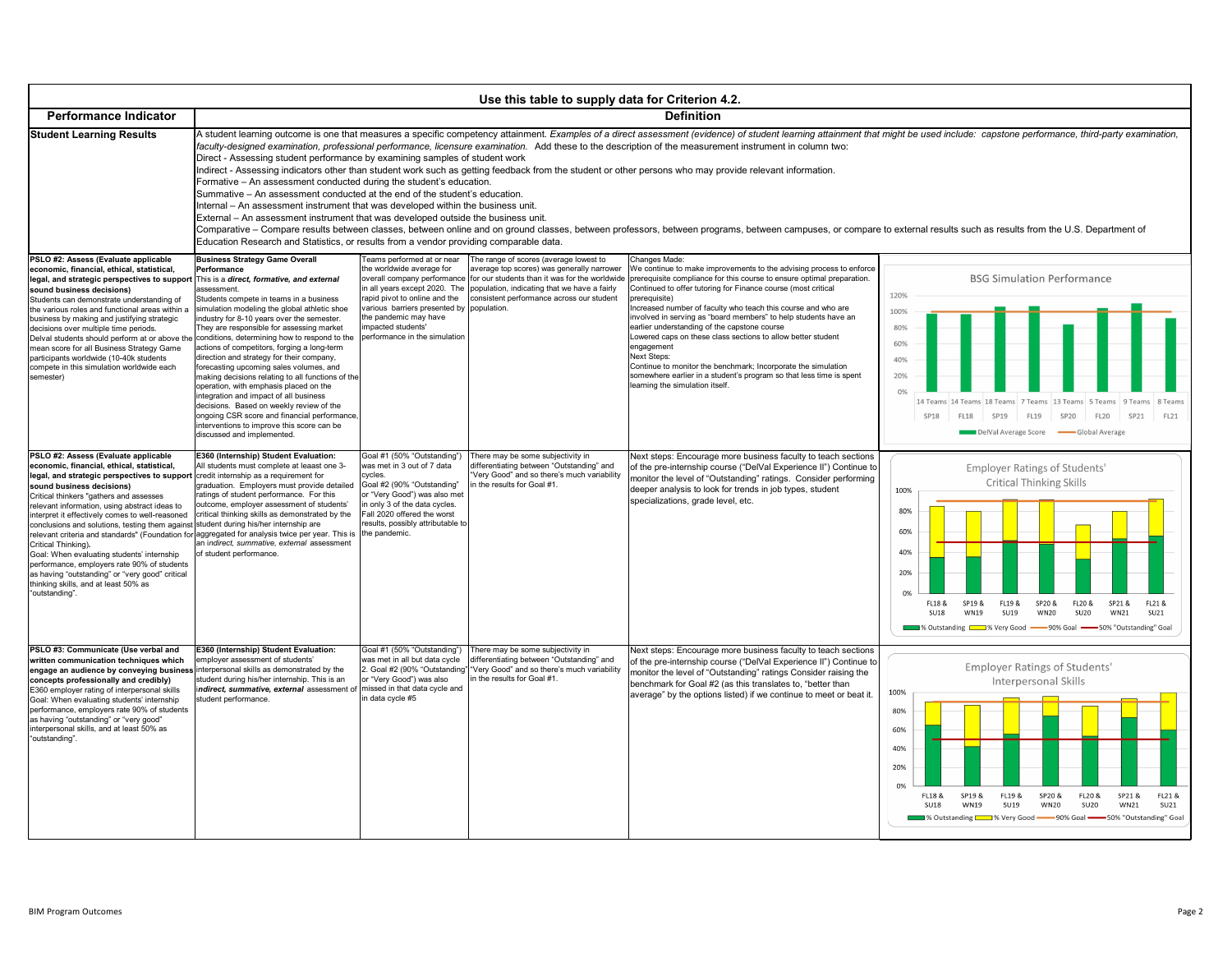# Use this table to supply data for Criterion 4.2.

| Performance Indicator | Definition |
|---|---|
| **Student Learning Results** | A student learning outcome is one that measures a specific competency attainment. *Examples of a direct assessment (evidence) of student learning attainment that might be used include: capstone performance, third-party examination, faculty-designed examination, professional performance, licensure examination.* Add these to the description of the measurement instrument in column two:<br>Direct - Assessing student performance by examining samples of student work<br>Indirect - Assessing indicators other than student work such as getting feedback from the student or other persons who may provide relevant information.<br>Formative – An assessment conducted during the student's education.<br>Summative – An assessment conducted at the end of the student's education.<br>Internal – An assessment instrument that was developed within the business unit.<br>External – An assessment instrument that was developed outside the business unit.<br>Comparative – Compare results between classes, between online and on ground classes, between professors, between programs, between campuses, or compare to external results such as results from the U.S. Department of Education Research and Statistics, or results from a vendor providing comparable data. |

| | | | | | |
|---|---|---|---|---|---|
| **PSLO #2: Assess (Evaluate applicable economic, financial, ethical, statistical, legal, and strategic perspectives to support sound business decisions)**<br>Students can demonstrate understanding of the various roles and functional areas within a business by making and justifying strategic decisions over multiple time periods.<br>Delval students should perform at or above the mean score for all Business Strategy Game participants worldwide (10-40k students compete in this simulation worldwide each semester) | **Business Strategy Game Overall Performance**<br>This is a ***direct, formative, and external*** assessment.<br>Students compete in teams in a business simulation modeling the global athletic shoe industry for 8-10 years over the semester. They are responsible for assessing market conditions, determining how to respond to the actions of competitors, forging a long-term direction and strategy for their company, forecasting upcoming sales volumes, and making decisions relating to all functions of the operation, with emphasis placed on the integration and impact of all business decisions. Based on weekly review of the ongoing CSR score and financial performance, interventions to improve this score can be discussed and implemented. | Teams performed at or near the worldwide average for overall company performance in all years except 2020. The rapid pivot to online and the various barriers presented by the pandemic may have impacted students' performance in the simulation | The range of scores (average lowest to average top scores) was generally narrower for our students than it was for the worldwide population, indicating that we have a fairly consistent performance across our student population. | Changes Made:<br>We continue to make improvements to the advising process to enforce prerequisite compliance for this course to ensure optimal preparation.<br>Continued to offer tutoring for Finance course (most critical prerequisite)<br>Increased number of faculty who teach this course and who are involved in serving as "board members" to help students have an earlier understanding of the capstone course<br>Lowered caps on these class sections to allow better student engagement<br>Next Steps:<br>Continue to monitor the benchmark; Incorporate the simulation somewhere earlier in a student's program so that less time is spent learning the simulation itself. | BSG Simulation Performance (chart) |
| **PSLO #2: Assess (Evaluate applicable economic, financial, ethical, statistical, legal, and strategic perspectives to support sound business decisions)**<br>Critical thinkers "gathers and assesses relevant information, using abstract ideas to interpret it effectively comes to well-reasoned conclusions and solutions, testing them against relevant criteria and standards" (Foundation for Critical Thinking).<br>Goal: When evaluating students' internship performance, employers rate 90% of students as having "outstanding" or "very good" critical thinking skills, and at least 50% as "outstanding". | **E360 (Internship) Student Evaluation:**<br>All students must complete at least one 3-credit internship as a requirement for graduation. Employers must provide detailed ratings of student performance. For this outcome, employer assessment of students' critical thinking skills as demonstrated by the student during his/her internship are aggregated for analysis twice per year. This is an *indirect, summative, external* assessment of student performance. | Goal #1 (50% "Outstanding") was met in 3 out of 7 data cycles.<br>Goal #2 (90% "Outstanding" or "Very Good") was also met in only 3 of the data cycles. Fall 2020 offered the worst results, possibly attributable to the pandemic. | There may be some subjectivity in differentiating between "Outstanding" and "Very Good" and so there's much variability in the results for Goal #1. | Next steps: Encourage more business faculty to teach sections of the pre-internship course ("DelVal Experience II") Continue to monitor the level of "Outstanding" ratings. Consider performing deeper analysis to look for trends in job types, student specializations, grade level, etc. | Employer Ratings of Students' Critical Thinking Skills (chart) |
| **PSLO #3: Communicate (Use verbal and written communication techniques which engage an audience by conveying business concepts professionally and credibly)**<br>E360 employer rating of interpersonal skills<br>Goal: When evaluating students' internship performance, employers rate 90% of students as having "outstanding" or "very good" interpersonal skills, and at least 50% as "outstanding". | **E360 (Internship) Student Evaluation:**<br>employer assessment of students' interpersonal skills as demonstrated by the student during his/her internship. This is an ***indirect, summative, external*** assessment of student performance. | Goal #1 (50% "Outstanding") was met in all but data cycle 2. Goal #2 (90% "Outstanding" or "Very Good") was also missed in that data cycle and in data cycle #5 | There may be some subjectivity in differentiating between "Outstanding" and "Very Good" and so there's much variability in the results for Goal #1. | Next steps: Encourage more business faculty to teach sections of the pre-internship course ("DelVal Experience II") Continue to monitor the level of "Outstanding" ratings Consider raising the benchmark for Goal #2 (as this translates to, "better than average" by the options listed) if we continue to meet or beat it. | Employer Ratings of Students' Interpersonal Skills (chart) |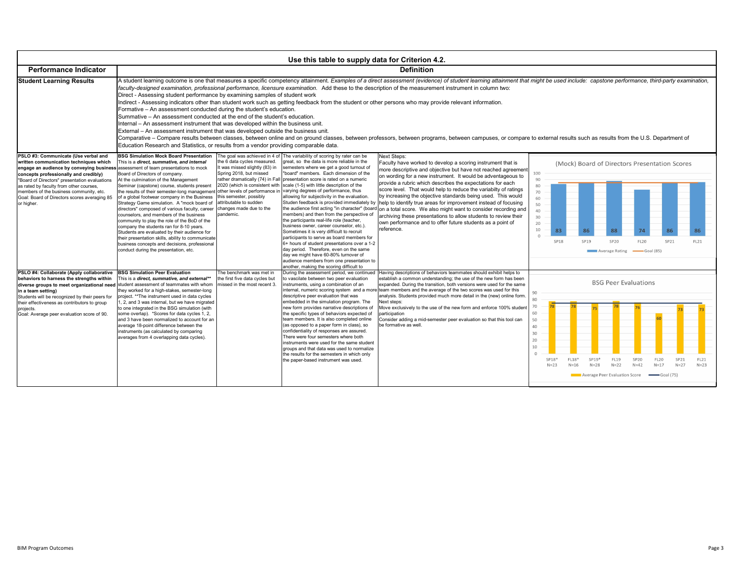| Use this table to supply data for Criterion 4.2. | | | | | |
|---|---|---|---|---|---|
| **Performance Indicator** | **Definition** | | | | |
| **Student Learning Results** | A student learning outcome is one that measures a specific competency attainment. *Examples of a direct assessment (evidence) of student learning attainment that might be used include: capstone performance, third-party examination, faculty-designed examination, professional performance, licensure examination.* Add these to the description of the measurement instrument in column two:<br>Direct - Assessing student performance by examining samples of student work<br>Indirect - Assessing indicators other than student work such as getting feedback from the student or other persons who may provide relevant information.<br>Formative – An assessment conducted during the student's education.<br>Summative – An assessment conducted at the end of the student's education.<br>Internal – An assessment instrument that was developed within the business unit.<br>External – An assessment instrument that was developed outside the business unit.<br>Comparative – Compare results between classes, between online and on ground classes, between professors, between programs, between campuses, or compare to external results such as results from the U.S. Department of Education Research and Statistics, or results from a vendor providing comparable data. | | | | |
| **PSLO #3: Communicate (Use verbal and written communication techniques which engage an audience by conveying business concepts professionally and credibly)**<br>"Board of Directors" presentation evaluations as rated by faculty from other courses, members of the business community, etc.<br>Goal: Board of Directors scores averaging 85 or higher. | **BSG Simulation Mock Board Presentation**<br>This is a ***direct, summative, and internal*** assessment of team presentations to mock Board of Directors of company.<br>At the culmination of the Management Seminar (capstone) course, students present the results of their semester-long management of a global footwear company in the Business Strategy Game simulation. A "mock board of directors" composed of various faculty, career counselors, and members of the business community to play the role of the BoD of the company the students ran for 8-10 years. Students are evaluated by their audience for their presentation skills, ability to communicate business concepts and decisions, professional conduct during the presentation, etc. | The goal was achieved in 4 of the 6 data cycles measured. It was missed slightly (83) in Spring 2018, but missed rather dramatically (74) in Fall 2020 (which is consistent with other levels of performance in this semester, possibly attributable to sudden changes made due to the pandemic. | The variability of scoring by rater can be great, so the data is more reliable in the semesters where we get a good turnout of "board" members. Each dimension of the presentation score is rated on a numeric scale (1-5) with little description of the varying degrees of performance, thus allowing for subjectivity in the evaluation. Studen feedback is provided immediately by the audience first acting "in character" (board members) and then from the perspective of the participants real-life role (teacher, business owner, career counselor, etc.). Sometimes it is very difficult to recruit participants to serve as board members for 6+ hours of student presentations over a 1-2 day period. Therefore, even on the same day we might have 60-80% turnover of audience members from one presentation to another, making the scoring difficult to | Next Steps:<br>Faculty have worked to develop a scoring instrument that is more descriptive and objective but have not reached agreement on wording for a new instrument. It would be advantageous to provide a rubric which describes the expectations for each score level. That would help to reduce the variabilty of ratings by increasing the objective standards being used. This would help to identify true areas for improvement instead of focusing on a total score. We also might want to consider recording and archiving these presentations to allow students to review their own performance and to offer future students as a point of reference. | (Mock) Board of Directors Presentation Scores<br>100 90 80 70 60 50 40 30 20 10 0<br>83 86 88 74 86 86<br>SP18 SP19 SP20 FL20 SP21 FL21<br>Average Rating — Goal (85) |
| **PSLO #4: Collaborate (Apply collaborative behaviors to harness the strengths within diverse groups to meet organizational need in a team setting)**<br>Students will be recognized by their peers for their effectiveness as contributors to group projects.<br>Goal: Average peer evaluation score of 90. | **BSG Simulation Peer Evaluation**<br>This is a ***direct, summative, and external\*\**** student assessment of teammates with whom they worked for a high-stakes, semester-long project. \*\*The instrument used in data cycles 1, 2, and 3 was internal, but we have migrated to one integrated in the BSG simulation (with some overlap). \*Scores for data cycles 1, 2, and 3 have been normalized to account for an average 18-point difference between the instruments (as calculated by comparing averages from 4 overlapping data cycles). | The benchmark was met in the first five data cycles but missed in the most recent 3. | During the assessment period, we continued to vascilate between two peer evaluation instruments, using a combination of an internal, numeric scoring system and a more descriptive peer evaluation that was embedded in the simulation program. The new form provides narrative descriptions of the specific types of behaviors expected of team members. It is also completed online (as opposed to a paper form in class), so confidentiality of responses are assured. There were four semesters where both instruments were used for the same student groups and that data was used to normalize the results for the semesters in which only the paper-based instrument was used. | Having descriptions of behaviors teammates should exhibit helps to establish a common understanding; the use of the new form has been expanded. During the transition, both versions were used for the same team members and the average of the two scores was used for this analysis. Students provided much more detail in the (new) online form.<br>Next steps:<br>Move exclusively to the use of the new form and enforce 100% student participation<br>Consider adding a mid-semester peer evaluation so that this tool can be formative as well. | BSG Peer Evaluations<br>90 80 70 60 50 40 30 20 10 0<br>78 78 75 78 76 60 73 73<br>SP18\* N=23, FL18\* N=16, SP19\* N=28, FL19 N=22, SP20 N=42, FL20 N=17, SP21 N=27, FL21 N=23<br>Average Peer Evaluation Score — Goal (75) |